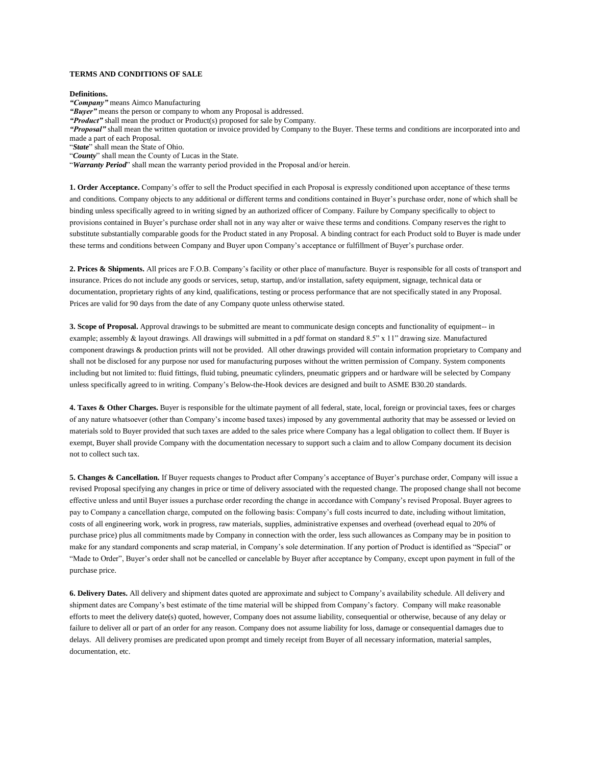**TERMS AND CONDITIONS OF SALE**

**Definitions.**
***"Company"*** means Aimco Manufacturing
***"Buyer"*** means the person or company to whom any Proposal is addressed.
***"Product"*** shall mean the product or Product(s) proposed for sale by Company.
***"Proposal"*** shall mean the written quotation or invoice provided by Company to the Buyer. These terms and conditions are incorporated into and made a part of each Proposal.
"***State***" shall mean the State of Ohio.
"***County***" shall mean the County of Lucas in the State.
"***Warranty Period***" shall mean the warranty period provided in the Proposal and/or herein.

**1. Order Acceptance.** Company's offer to sell the Product specified in each Proposal is expressly conditioned upon acceptance of these terms and conditions. Company objects to any additional or different terms and conditions contained in Buyer's purchase order, none of which shall be binding unless specifically agreed to in writing signed by an authorized officer of Company. Failure by Company specifically to object to provisions contained in Buyer's purchase order shall not in any way alter or waive these terms and conditions. Company reserves the right to substitute substantially comparable goods for the Product stated in any Proposal. A binding contract for each Product sold to Buyer is made under these terms and conditions between Company and Buyer upon Company's acceptance or fulfillment of Buyer's purchase order.

**2. Prices & Shipments.** All prices are F.O.B. Company's facility or other place of manufacture. Buyer is responsible for all costs of transport and insurance. Prices do not include any goods or services, setup, startup, and/or installation, safety equipment, signage, technical data or documentation, proprietary rights of any kind, qualifications, testing or process performance that are not specifically stated in any Proposal. Prices are valid for 90 days from the date of any Company quote unless otherwise stated.

**3. Scope of Proposal.** Approval drawings to be submitted are meant to communicate design concepts and functionality of equipment-- in example; assembly & layout drawings. All drawings will submitted in a pdf format on standard 8.5" x 11" drawing size. Manufactured component drawings & production prints will not be provided. All other drawings provided will contain information proprietary to Company and shall not be disclosed for any purpose nor used for manufacturing purposes without the written permission of Company. System components including but not limited to: fluid fittings, fluid tubing, pneumatic cylinders, pneumatic grippers and or hardware will be selected by Company unless specifically agreed to in writing. Company's Below-the-Hook devices are designed and built to ASME B30.20 standards.

**4. Taxes & Other Charges.** Buyer is responsible for the ultimate payment of all federal, state, local, foreign or provincial taxes, fees or charges of any nature whatsoever (other than Company's income based taxes) imposed by any governmental authority that may be assessed or levied on materials sold to Buyer provided that such taxes are added to the sales price where Company has a legal obligation to collect them. If Buyer is exempt, Buyer shall provide Company with the documentation necessary to support such a claim and to allow Company document its decision not to collect such tax.

**5. Changes & Cancellation.** If Buyer requests changes to Product after Company's acceptance of Buyer's purchase order, Company will issue a revised Proposal specifying any changes in price or time of delivery associated with the requested change. The proposed change shall not become effective unless and until Buyer issues a purchase order recording the change in accordance with Company's revised Proposal. Buyer agrees to pay to Company a cancellation charge, computed on the following basis: Company's full costs incurred to date, including without limitation, costs of all engineering work, work in progress, raw materials, supplies, administrative expenses and overhead (overhead equal to 20% of purchase price) plus all commitments made by Company in connection with the order, less such allowances as Company may be in position to make for any standard components and scrap material, in Company's sole determination. If any portion of Product is identified as "Special" or "Made to Order", Buyer's order shall not be cancelled or cancelable by Buyer after acceptance by Company, except upon payment in full of the purchase price.

**6. Delivery Dates.** All delivery and shipment dates quoted are approximate and subject to Company's availability schedule. All delivery and shipment dates are Company's best estimate of the time material will be shipped from Company's factory. Company will make reasonable efforts to meet the delivery date(s) quoted, however, Company does not assume liability, consequential or otherwise, because of any delay or failure to deliver all or part of an order for any reason. Company does not assume liability for loss, damage or consequential damages due to delays. All delivery promises are predicated upon prompt and timely receipt from Buyer of all necessary information, material samples, documentation, etc.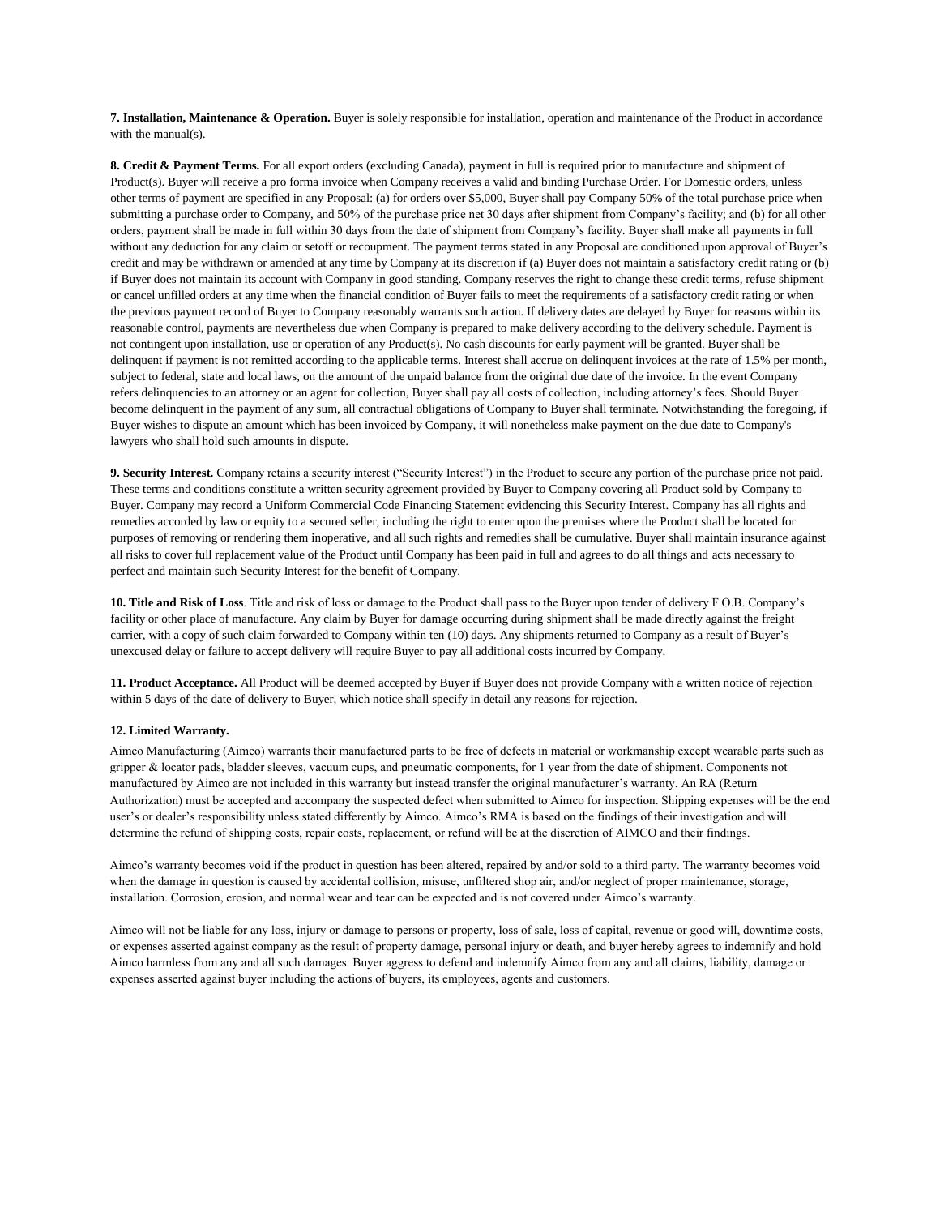**7. Installation, Maintenance & Operation.** Buyer is solely responsible for installation, operation and maintenance of the Product in accordance with the manual(s).

**8. Credit & Payment Terms.** For all export orders (excluding Canada), payment in full is required prior to manufacture and shipment of Product(s). Buyer will receive a pro forma invoice when Company receives a valid and binding Purchase Order. For Domestic orders, unless other terms of payment are specified in any Proposal: (a) for orders over $5,000, Buyer shall pay Company 50% of the total purchase price when submitting a purchase order to Company, and 50% of the purchase price net 30 days after shipment from Company's facility; and (b) for all other orders, payment shall be made in full within 30 days from the date of shipment from Company's facility. Buyer shall make all payments in full without any deduction for any claim or setoff or recoupment. The payment terms stated in any Proposal are conditioned upon approval of Buyer's credit and may be withdrawn or amended at any time by Company at its discretion if (a) Buyer does not maintain a satisfactory credit rating or (b) if Buyer does not maintain its account with Company in good standing. Company reserves the right to change these credit terms, refuse shipment or cancel unfilled orders at any time when the financial condition of Buyer fails to meet the requirements of a satisfactory credit rating or when the previous payment record of Buyer to Company reasonably warrants such action. If delivery dates are delayed by Buyer for reasons within its reasonable control, payments are nevertheless due when Company is prepared to make delivery according to the delivery schedule. Payment is not contingent upon installation, use or operation of any Product(s). No cash discounts for early payment will be granted. Buyer shall be delinquent if payment is not remitted according to the applicable terms. Interest shall accrue on delinquent invoices at the rate of 1.5% per month, subject to federal, state and local laws, on the amount of the unpaid balance from the original due date of the invoice. In the event Company refers delinquencies to an attorney or an agent for collection, Buyer shall pay all costs of collection, including attorney's fees. Should Buyer become delinquent in the payment of any sum, all contractual obligations of Company to Buyer shall terminate. Notwithstanding the foregoing, if Buyer wishes to dispute an amount which has been invoiced by Company, it will nonetheless make payment on the due date to Company's lawyers who shall hold such amounts in dispute.

**9. Security Interest.** Company retains a security interest ("Security Interest") in the Product to secure any portion of the purchase price not paid. These terms and conditions constitute a written security agreement provided by Buyer to Company covering all Product sold by Company to Buyer. Company may record a Uniform Commercial Code Financing Statement evidencing this Security Interest. Company has all rights and remedies accorded by law or equity to a secured seller, including the right to enter upon the premises where the Product shall be located for purposes of removing or rendering them inoperative, and all such rights and remedies shall be cumulative. Buyer shall maintain insurance against all risks to cover full replacement value of the Product until Company has been paid in full and agrees to do all things and acts necessary to perfect and maintain such Security Interest for the benefit of Company.

**10. Title and Risk of Loss**. Title and risk of loss or damage to the Product shall pass to the Buyer upon tender of delivery F.O.B. Company's facility or other place of manufacture. Any claim by Buyer for damage occurring during shipment shall be made directly against the freight carrier, with a copy of such claim forwarded to Company within ten (10) days. Any shipments returned to Company as a result of Buyer's unexcused delay or failure to accept delivery will require Buyer to pay all additional costs incurred by Company.

**11. Product Acceptance.** All Product will be deemed accepted by Buyer if Buyer does not provide Company with a written notice of rejection within 5 days of the date of delivery to Buyer, which notice shall specify in detail any reasons for rejection.

**12. Limited Warranty.**

Aimco Manufacturing (Aimco) warrants their manufactured parts to be free of defects in material or workmanship except wearable parts such as gripper & locator pads, bladder sleeves, vacuum cups, and pneumatic components, for 1 year from the date of shipment. Components not manufactured by Aimco are not included in this warranty but instead transfer the original manufacturer's warranty. An RA (Return Authorization) must be accepted and accompany the suspected defect when submitted to Aimco for inspection. Shipping expenses will be the end user's or dealer's responsibility unless stated differently by Aimco. Aimco's RMA is based on the findings of their investigation and will determine the refund of shipping costs, repair costs, replacement, or refund will be at the discretion of AIMCO and their findings.

Aimco's warranty becomes void if the product in question has been altered, repaired by and/or sold to a third party. The warranty becomes void when the damage in question is caused by accidental collision, misuse, unfiltered shop air, and/or neglect of proper maintenance, storage, installation. Corrosion, erosion, and normal wear and tear can be expected and is not covered under Aimco's warranty.

Aimco will not be liable for any loss, injury or damage to persons or property, loss of sale, loss of capital, revenue or good will, downtime costs, or expenses asserted against company as the result of property damage, personal injury or death, and buyer hereby agrees to indemnify and hold Aimco harmless from any and all such damages. Buyer aggress to defend and indemnify Aimco from any and all claims, liability, damage or expenses asserted against buyer including the actions of buyers, its employees, agents and customers.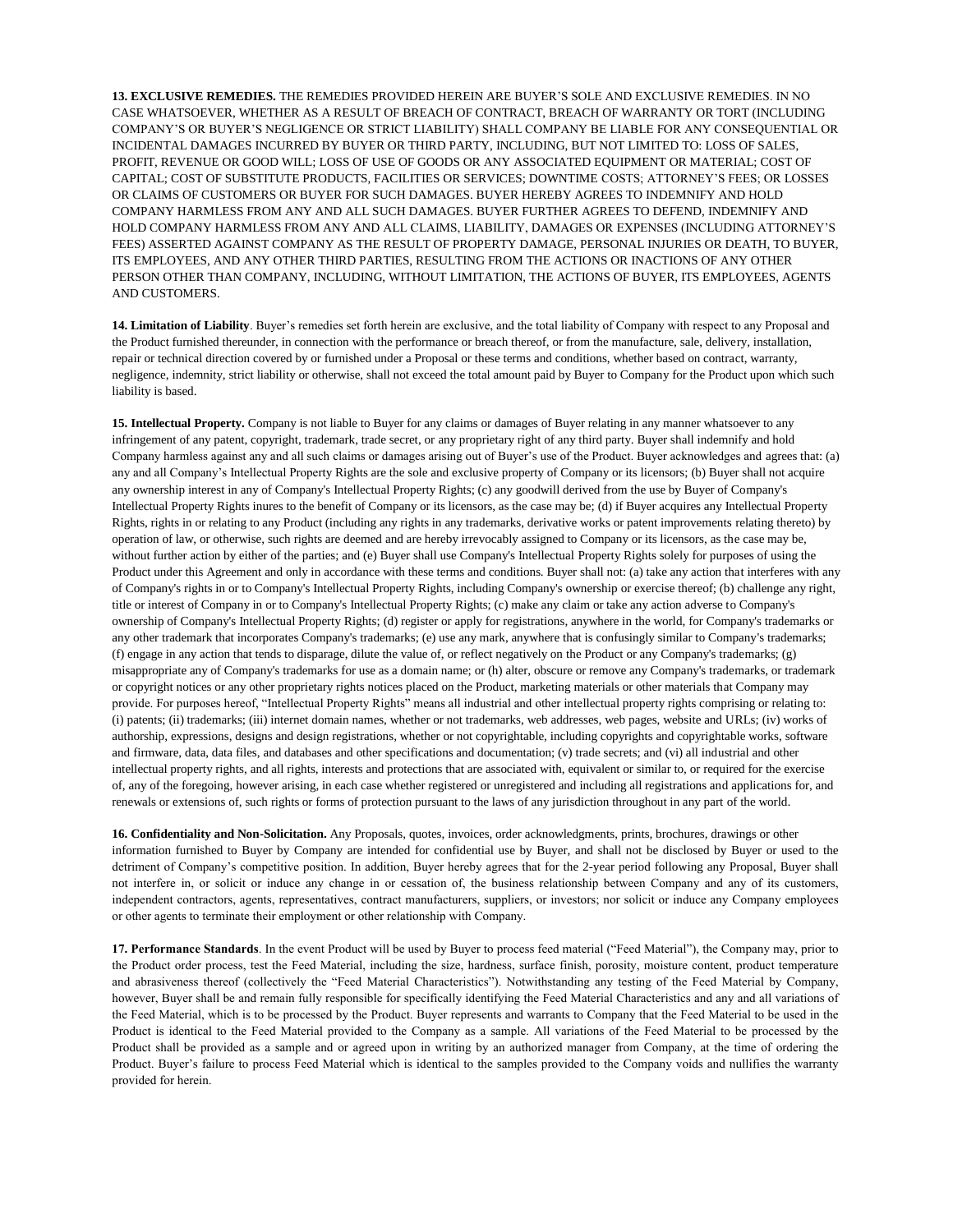**13. EXCLUSIVE REMEDIES.** THE REMEDIES PROVIDED HEREIN ARE BUYER'S SOLE AND EXCLUSIVE REMEDIES. IN NO CASE WHATSOEVER, WHETHER AS A RESULT OF BREACH OF CONTRACT, BREACH OF WARRANTY OR TORT (INCLUDING COMPANY'S OR BUYER'S NEGLIGENCE OR STRICT LIABILITY) SHALL COMPANY BE LIABLE FOR ANY CONSEQUENTIAL OR INCIDENTAL DAMAGES INCURRED BY BUYER OR THIRD PARTY, INCLUDING, BUT NOT LIMITED TO: LOSS OF SALES, PROFIT, REVENUE OR GOOD WILL; LOSS OF USE OF GOODS OR ANY ASSOCIATED EQUIPMENT OR MATERIAL; COST OF CAPITAL; COST OF SUBSTITUTE PRODUCTS, FACILITIES OR SERVICES; DOWNTIME COSTS; ATTORNEY'S FEES; OR LOSSES OR CLAIMS OF CUSTOMERS OR BUYER FOR SUCH DAMAGES. BUYER HEREBY AGREES TO INDEMNIFY AND HOLD COMPANY HARMLESS FROM ANY AND ALL SUCH DAMAGES. BUYER FURTHER AGREES TO DEFEND, INDEMNIFY AND HOLD COMPANY HARMLESS FROM ANY AND ALL CLAIMS, LIABILITY, DAMAGES OR EXPENSES (INCLUDING ATTORNEY'S FEES) ASSERTED AGAINST COMPANY AS THE RESULT OF PROPERTY DAMAGE, PERSONAL INJURIES OR DEATH, TO BUYER, ITS EMPLOYEES, AND ANY OTHER THIRD PARTIES, RESULTING FROM THE ACTIONS OR INACTIONS OF ANY OTHER PERSON OTHER THAN COMPANY, INCLUDING, WITHOUT LIMITATION, THE ACTIONS OF BUYER, ITS EMPLOYEES, AGENTS AND CUSTOMERS.

**14. Limitation of Liability**. Buyer's remedies set forth herein are exclusive, and the total liability of Company with respect to any Proposal and the Product furnished thereunder, in connection with the performance or breach thereof, or from the manufacture, sale, delivery, installation, repair or technical direction covered by or furnished under a Proposal or these terms and conditions, whether based on contract, warranty, negligence, indemnity, strict liability or otherwise, shall not exceed the total amount paid by Buyer to Company for the Product upon which such liability is based.

**15. Intellectual Property.** Company is not liable to Buyer for any claims or damages of Buyer relating in any manner whatsoever to any infringement of any patent, copyright, trademark, trade secret, or any proprietary right of any third party. Buyer shall indemnify and hold Company harmless against any and all such claims or damages arising out of Buyer's use of the Product. Buyer acknowledges and agrees that: (a) any and all Company's Intellectual Property Rights are the sole and exclusive property of Company or its licensors; (b) Buyer shall not acquire any ownership interest in any of Company's Intellectual Property Rights; (c) any goodwill derived from the use by Buyer of Company's Intellectual Property Rights inures to the benefit of Company or its licensors, as the case may be; (d) if Buyer acquires any Intellectual Property Rights, rights in or relating to any Product (including any rights in any trademarks, derivative works or patent improvements relating thereto) by operation of law, or otherwise, such rights are deemed and are hereby irrevocably assigned to Company or its licensors, as the case may be, without further action by either of the parties; and (e) Buyer shall use Company's Intellectual Property Rights solely for purposes of using the Product under this Agreement and only in accordance with these terms and conditions. Buyer shall not: (a) take any action that interferes with any of Company's rights in or to Company's Intellectual Property Rights, including Company's ownership or exercise thereof; (b) challenge any right, title or interest of Company in or to Company's Intellectual Property Rights; (c) make any claim or take any action adverse to Company's ownership of Company's Intellectual Property Rights; (d) register or apply for registrations, anywhere in the world, for Company's trademarks or any other trademark that incorporates Company's trademarks; (e) use any mark, anywhere that is confusingly similar to Company's trademarks; (f) engage in any action that tends to disparage, dilute the value of, or reflect negatively on the Product or any Company's trademarks; (g) misappropriate any of Company's trademarks for use as a domain name; or (h) alter, obscure or remove any Company's trademarks, or trademark or copyright notices or any other proprietary rights notices placed on the Product, marketing materials or other materials that Company may provide. For purposes hereof, "Intellectual Property Rights" means all industrial and other intellectual property rights comprising or relating to: (i) patents; (ii) trademarks; (iii) internet domain names, whether or not trademarks, web addresses, web pages, website and URLs; (iv) works of authorship, expressions, designs and design registrations, whether or not copyrightable, including copyrights and copyrightable works, software and firmware, data, data files, and databases and other specifications and documentation; (v) trade secrets; and (vi) all industrial and other intellectual property rights, and all rights, interests and protections that are associated with, equivalent or similar to, or required for the exercise of, any of the foregoing, however arising, in each case whether registered or unregistered and including all registrations and applications for, and renewals or extensions of, such rights or forms of protection pursuant to the laws of any jurisdiction throughout in any part of the world.

**16. Confidentiality and Non-Solicitation.** Any Proposals, quotes, invoices, order acknowledgments, prints, brochures, drawings or other information furnished to Buyer by Company are intended for confidential use by Buyer, and shall not be disclosed by Buyer or used to the detriment of Company's competitive position. In addition, Buyer hereby agrees that for the 2-year period following any Proposal, Buyer shall not interfere in, or solicit or induce any change in or cessation of, the business relationship between Company and any of its customers, independent contractors, agents, representatives, contract manufacturers, suppliers, or investors; nor solicit or induce any Company employees or other agents to terminate their employment or other relationship with Company.

**17. Performance Standards**. In the event Product will be used by Buyer to process feed material ("Feed Material"), the Company may, prior to the Product order process, test the Feed Material, including the size, hardness, surface finish, porosity, moisture content, product temperature and abrasiveness thereof (collectively the "Feed Material Characteristics"). Notwithstanding any testing of the Feed Material by Company, however, Buyer shall be and remain fully responsible for specifically identifying the Feed Material Characteristics and any and all variations of the Feed Material, which is to be processed by the Product. Buyer represents and warrants to Company that the Feed Material to be used in the Product is identical to the Feed Material provided to the Company as a sample. All variations of the Feed Material to be processed by the Product shall be provided as a sample and or agreed upon in writing by an authorized manager from Company, at the time of ordering the Product. Buyer's failure to process Feed Material which is identical to the samples provided to the Company voids and nullifies the warranty provided for herein.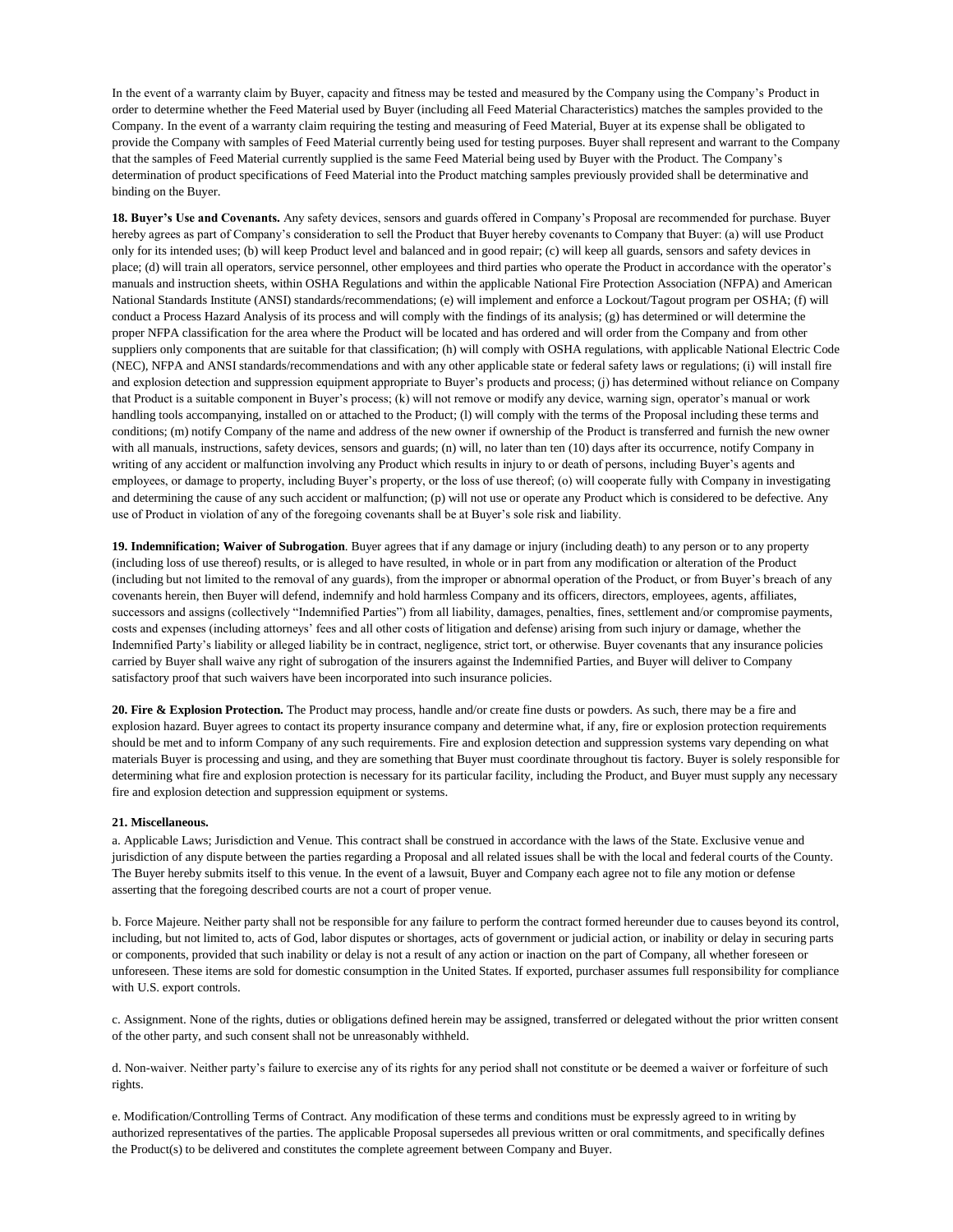In the event of a warranty claim by Buyer, capacity and fitness may be tested and measured by the Company using the Company's Product in order to determine whether the Feed Material used by Buyer (including all Feed Material Characteristics) matches the samples provided to the Company. In the event of a warranty claim requiring the testing and measuring of Feed Material, Buyer at its expense shall be obligated to provide the Company with samples of Feed Material currently being used for testing purposes. Buyer shall represent and warrant to the Company that the samples of Feed Material currently supplied is the same Feed Material being used by Buyer with the Product. The Company's determination of product specifications of Feed Material into the Product matching samples previously provided shall be determinative and binding on the Buyer.

**18. Buyer's Use and Covenants.** Any safety devices, sensors and guards offered in Company's Proposal are recommended for purchase. Buyer hereby agrees as part of Company's consideration to sell the Product that Buyer hereby covenants to Company that Buyer: (a) will use Product only for its intended uses; (b) will keep Product level and balanced and in good repair; (c) will keep all guards, sensors and safety devices in place; (d) will train all operators, service personnel, other employees and third parties who operate the Product in accordance with the operator's manuals and instruction sheets, within OSHA Regulations and within the applicable National Fire Protection Association (NFPA) and American National Standards Institute (ANSI) standards/recommendations; (e) will implement and enforce a Lockout/Tagout program per OSHA; (f) will conduct a Process Hazard Analysis of its process and will comply with the findings of its analysis; (g) has determined or will determine the proper NFPA classification for the area where the Product will be located and has ordered and will order from the Company and from other suppliers only components that are suitable for that classification; (h) will comply with OSHA regulations, with applicable National Electric Code (NEC), NFPA and ANSI standards/recommendations and with any other applicable state or federal safety laws or regulations; (i) will install fire and explosion detection and suppression equipment appropriate to Buyer's products and process; (j) has determined without reliance on Company that Product is a suitable component in Buyer's process; (k) will not remove or modify any device, warning sign, operator's manual or work handling tools accompanying, installed on or attached to the Product; (l) will comply with the terms of the Proposal including these terms and conditions; (m) notify Company of the name and address of the new owner if ownership of the Product is transferred and furnish the new owner with all manuals, instructions, safety devices, sensors and guards; (n) will, no later than ten (10) days after its occurrence, notify Company in writing of any accident or malfunction involving any Product which results in injury to or death of persons, including Buyer's agents and employees, or damage to property, including Buyer's property, or the loss of use thereof; (o) will cooperate fully with Company in investigating and determining the cause of any such accident or malfunction; (p) will not use or operate any Product which is considered to be defective. Any use of Product in violation of any of the foregoing covenants shall be at Buyer's sole risk and liability.

**19. Indemnification; Waiver of Subrogation**. Buyer agrees that if any damage or injury (including death) to any person or to any property (including loss of use thereof) results, or is alleged to have resulted, in whole or in part from any modification or alteration of the Product (including but not limited to the removal of any guards), from the improper or abnormal operation of the Product, or from Buyer's breach of any covenants herein, then Buyer will defend, indemnify and hold harmless Company and its officers, directors, employees, agents, affiliates, successors and assigns (collectively "Indemnified Parties") from all liability, damages, penalties, fines, settlement and/or compromise payments, costs and expenses (including attorneys' fees and all other costs of litigation and defense) arising from such injury or damage, whether the Indemnified Party's liability or alleged liability be in contract, negligence, strict tort, or otherwise. Buyer covenants that any insurance policies carried by Buyer shall waive any right of subrogation of the insurers against the Indemnified Parties, and Buyer will deliver to Company satisfactory proof that such waivers have been incorporated into such insurance policies.

**20. Fire & Explosion Protection.** The Product may process, handle and/or create fine dusts or powders. As such, there may be a fire and explosion hazard. Buyer agrees to contact its property insurance company and determine what, if any, fire or explosion protection requirements should be met and to inform Company of any such requirements. Fire and explosion detection and suppression systems vary depending on what materials Buyer is processing and using, and they are something that Buyer must coordinate throughout tis factory. Buyer is solely responsible for determining what fire and explosion protection is necessary for its particular facility, including the Product, and Buyer must supply any necessary fire and explosion detection and suppression equipment or systems.

**21. Miscellaneous.**

a. Applicable Laws; Jurisdiction and Venue. This contract shall be construed in accordance with the laws of the State. Exclusive venue and jurisdiction of any dispute between the parties regarding a Proposal and all related issues shall be with the local and federal courts of the County. The Buyer hereby submits itself to this venue. In the event of a lawsuit, Buyer and Company each agree not to file any motion or defense asserting that the foregoing described courts are not a court of proper venue.

b. Force Majeure. Neither party shall not be responsible for any failure to perform the contract formed hereunder due to causes beyond its control, including, but not limited to, acts of God, labor disputes or shortages, acts of government or judicial action, or inability or delay in securing parts or components, provided that such inability or delay is not a result of any action or inaction on the part of Company, all whether foreseen or unforeseen. These items are sold for domestic consumption in the United States. If exported, purchaser assumes full responsibility for compliance with U.S. export controls.

c. Assignment. None of the rights, duties or obligations defined herein may be assigned, transferred or delegated without the prior written consent of the other party, and such consent shall not be unreasonably withheld.

d. Non-waiver. Neither party's failure to exercise any of its rights for any period shall not constitute or be deemed a waiver or forfeiture of such rights.

e. Modification/Controlling Terms of Contract. Any modification of these terms and conditions must be expressly agreed to in writing by authorized representatives of the parties. The applicable Proposal supersedes all previous written or oral commitments, and specifically defines the Product(s) to be delivered and constitutes the complete agreement between Company and Buyer.